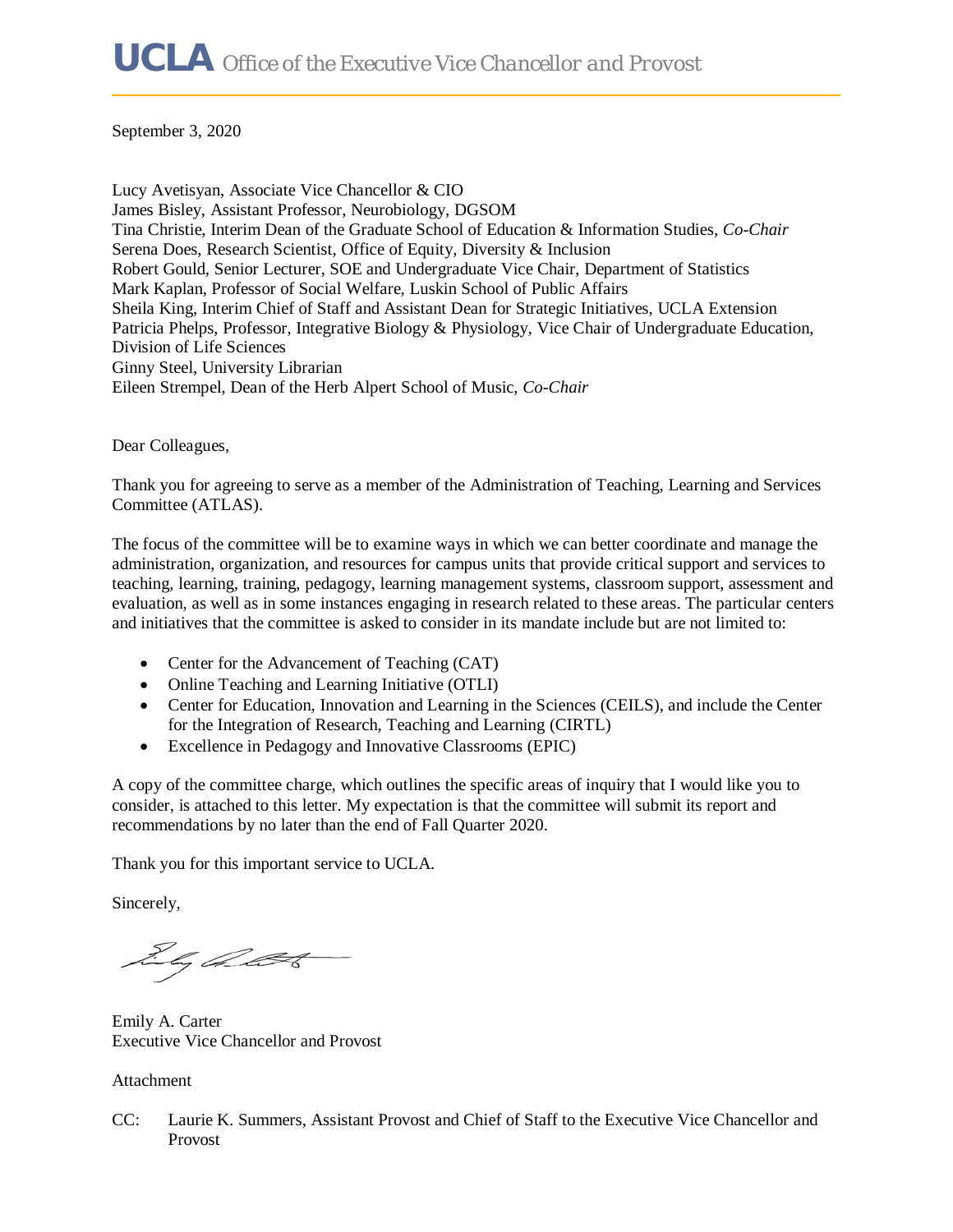**UCLA** *Office of the Executive Vice Chancellor and Provost*

September 3, 2020

Lucy Avetisyan, Associate Vice Chancellor & CIO
James Bisley, Assistant Professor, Neurobiology, DGSOM
Tina Christie, Interim Dean of the Graduate School of Education & Information Studies, *Co-Chair*
Serena Does, Research Scientist, Office of Equity, Diversity & Inclusion
Robert Gould, Senior Lecturer, SOE and Undergraduate Vice Chair, Department of Statistics
Mark Kaplan, Professor of Social Welfare, Luskin School of Public Affairs
Sheila King, Interim Chief of Staff and Assistant Dean for Strategic Initiatives, UCLA Extension
Patricia Phelps, Professor, Integrative Biology & Physiology, Vice Chair of Undergraduate Education, Division of Life Sciences
Ginny Steel, University Librarian
Eileen Strempel, Dean of the Herb Alpert School of Music, *Co-Chair*

Dear Colleagues,

Thank you for agreeing to serve as a member of the Administration of Teaching, Learning and Services Committee (ATLAS).

The focus of the committee will be to examine ways in which we can better coordinate and manage the administration, organization, and resources for campus units that provide critical support and services to teaching, learning, training, pedagogy, learning management systems, classroom support, assessment and evaluation, as well as in some instances engaging in research related to these areas. The particular centers and initiatives that the committee is asked to consider in its mandate include but are not limited to:

- Center for the Advancement of Teaching (CAT)
- Online Teaching and Learning Initiative (OTLI)
- Center for Education, Innovation and Learning in the Sciences (CEILS), and include the Center for the Integration of Research, Teaching and Learning (CIRTL)
- Excellence in Pedagogy and Innovative Classrooms (EPIC)

A copy of the committee charge, which outlines the specific areas of inquiry that I would like you to consider, is attached to this letter. My expectation is that the committee will submit its report and recommendations by no later than the end of Fall Quarter 2020.

Thank you for this important service to UCLA.

Sincerely,

Emily A. Carter
Executive Vice Chancellor and Provost

Attachment

CC: Laurie K. Summers, Assistant Provost and Chief of Staff to the Executive Vice Chancellor and Provost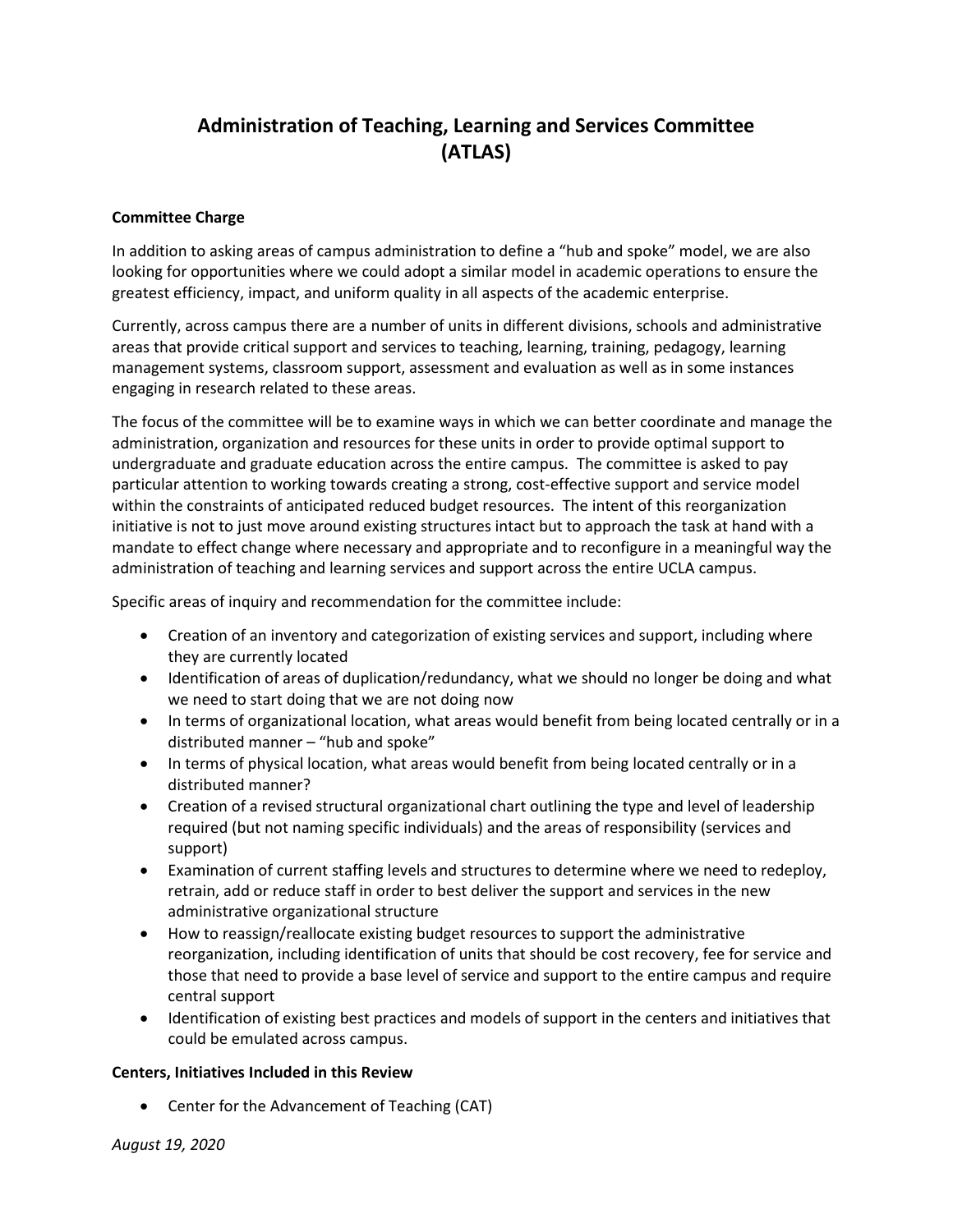# Administration of Teaching, Learning and Services Committee (ATLAS)

**Committee Charge**

In addition to asking areas of campus administration to define a "hub and spoke" model, we are also looking for opportunities where we could adopt a similar model in academic operations to ensure the greatest efficiency, impact, and uniform quality in all aspects of the academic enterprise.

Currently, across campus there are a number of units in different divisions, schools and administrative areas that provide critical support and services to teaching, learning, training, pedagogy, learning management systems, classroom support, assessment and evaluation as well as in some instances engaging in research related to these areas.

The focus of the committee will be to examine ways in which we can better coordinate and manage the administration, organization and resources for these units in order to provide optimal support to undergraduate and graduate education across the entire campus. The committee is asked to pay particular attention to working towards creating a strong, cost-effective support and service model within the constraints of anticipated reduced budget resources. The intent of this reorganization initiative is not to just move around existing structures intact but to approach the task at hand with a mandate to effect change where necessary and appropriate and to reconfigure in a meaningful way the administration of teaching and learning services and support across the entire UCLA campus.

Specific areas of inquiry and recommendation for the committee include:

- Creation of an inventory and categorization of existing services and support, including where they are currently located
- Identification of areas of duplication/redundancy, what we should no longer be doing and what we need to start doing that we are not doing now
- In terms of organizational location, what areas would benefit from being located centrally or in a distributed manner – "hub and spoke"
- In terms of physical location, what areas would benefit from being located centrally or in a distributed manner?
- Creation of a revised structural organizational chart outlining the type and level of leadership required (but not naming specific individuals) and the areas of responsibility (services and support)
- Examination of current staffing levels and structures to determine where we need to redeploy, retrain, add or reduce staff in order to best deliver the support and services in the new administrative organizational structure
- How to reassign/reallocate existing budget resources to support the administrative reorganization, including identification of units that should be cost recovery, fee for service and those that need to provide a base level of service and support to the entire campus and require central support
- Identification of existing best practices and models of support in the centers and initiatives that could be emulated across campus.

**Centers, Initiatives Included in this Review**

- Center for the Advancement of Teaching (CAT)

*August 19, 2020*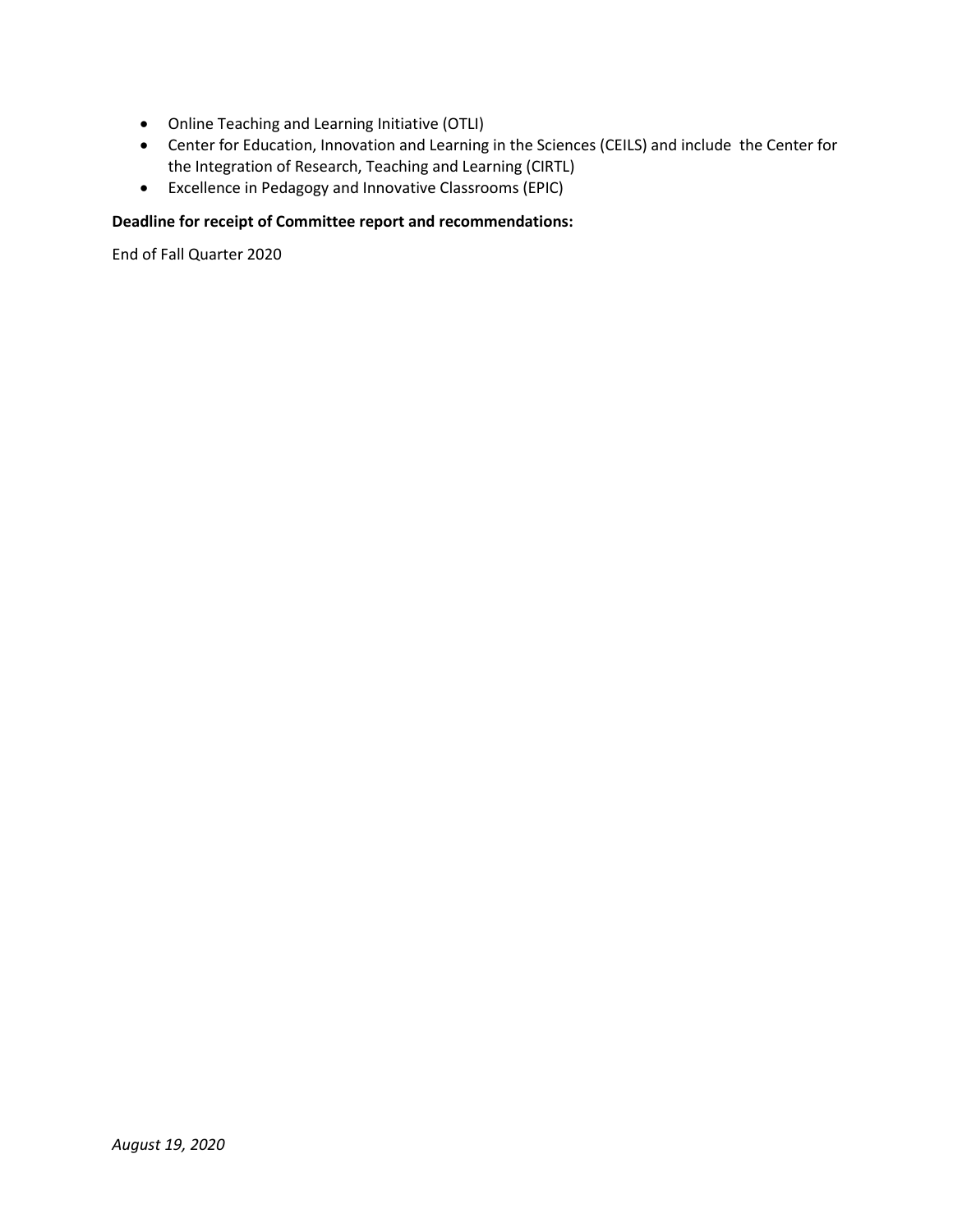- Online Teaching and Learning Initiative (OTLI)
- Center for Education, Innovation and Learning in the Sciences (CEILS) and include the Center for the Integration of Research, Teaching and Learning (CIRTL)
- Excellence in Pedagogy and Innovative Classrooms (EPIC)

**Deadline for receipt of Committee report and recommendations:**

End of Fall Quarter 2020

*August 19, 2020*